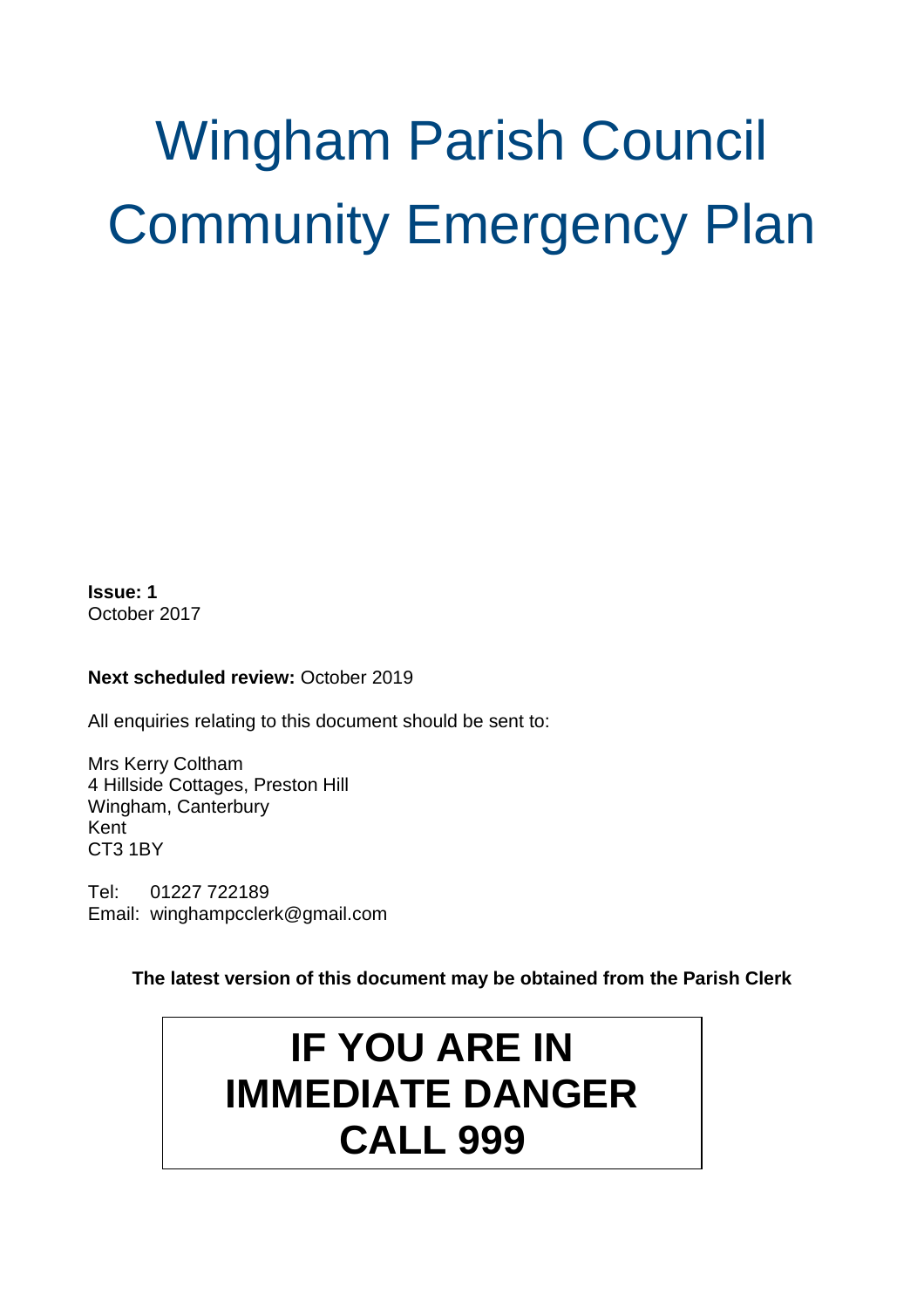# Wingham Parish Council Community Emergency Plan

**Issue: 1**
October 2017

**Next scheduled review:** October 2019

All enquiries relating to this document should be sent to:

Mrs Kerry Coltham
4 Hillside Cottages, Preston Hill
Wingham, Canterbury
Kent
CT3 1BY

Tel: 01227 722189
Email: winghampcclerk@gmail.com

**The latest version of this document may be obtained from the Parish Clerk**

**IF YOU ARE IN IMMEDIATE DANGER CALL 999**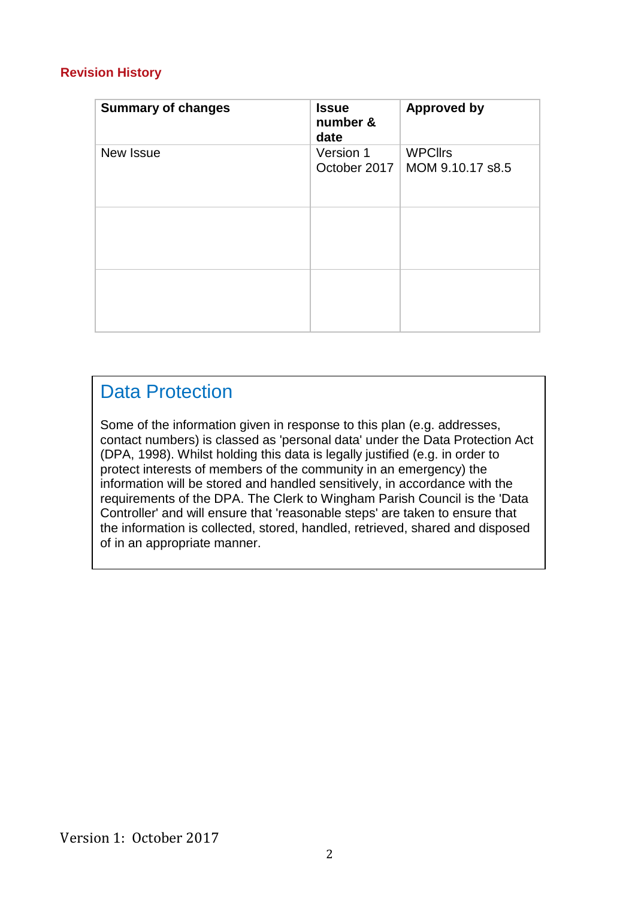## Revision History

| Summary of changes | Issue number & date | Approved by |
|---|---|---|
| New Issue | Version 1 October 2017 | WPCllrs MOM 9.10.17 s8.5 |
| | | |
| | | |

## Data Protection

Some of the information given in response to this plan (e.g. addresses, contact numbers) is classed as 'personal data' under the Data Protection Act (DPA, 1998). Whilst holding this data is legally justified (e.g. in order to protect interests of members of the community in an emergency) the information will be stored and handled sensitively, in accordance with the requirements of the DPA. The Clerk to Wingham Parish Council is the 'Data Controller' and will ensure that 'reasonable steps' are taken to ensure that the information is collected, stored, handled, retrieved, shared and disposed of in an appropriate manner.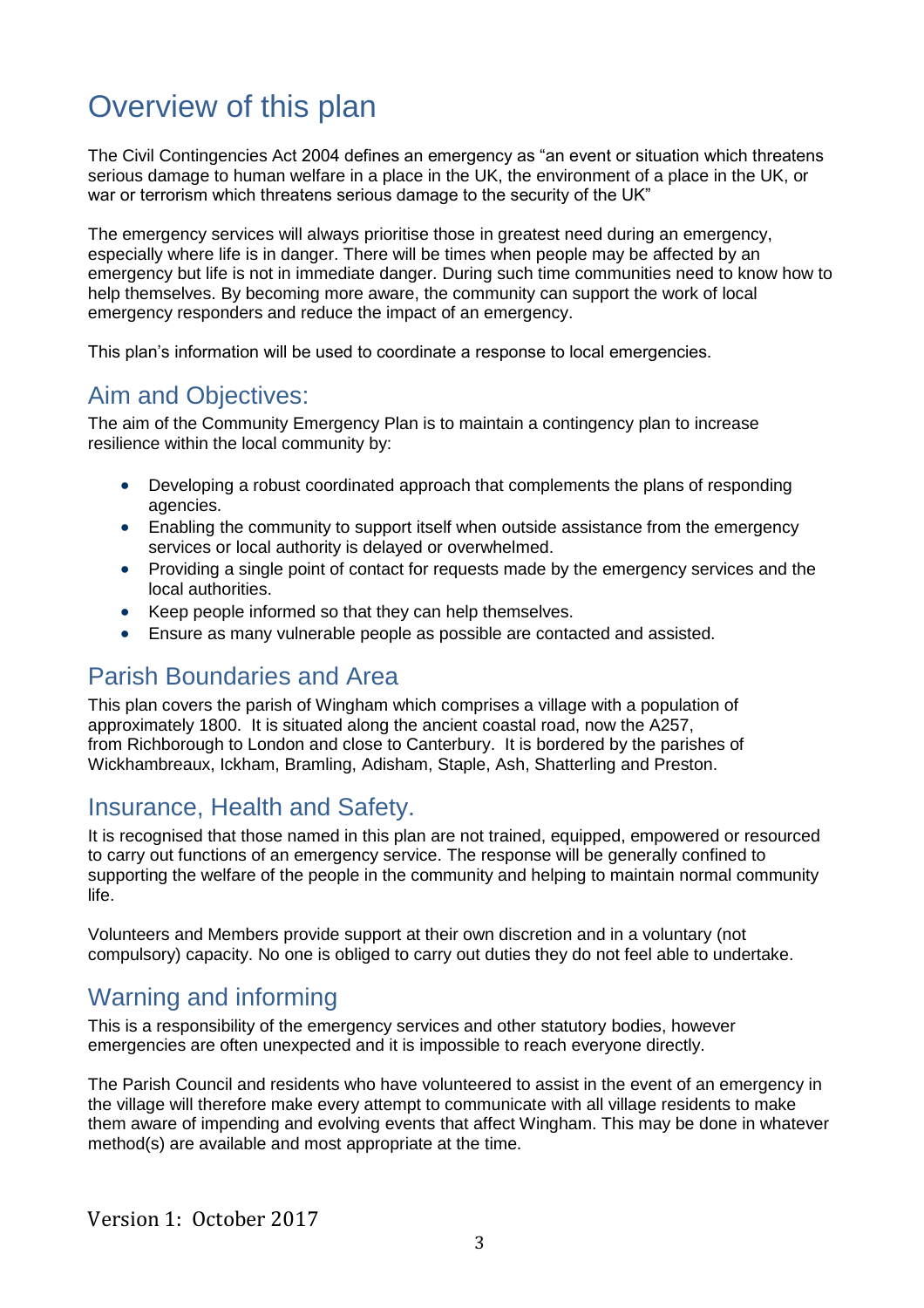# Overview of this plan

The Civil Contingencies Act 2004 defines an emergency as "an event or situation which threatens serious damage to human welfare in a place in the UK, the environment of a place in the UK, or war or terrorism which threatens serious damage to the security of the UK"

The emergency services will always prioritise those in greatest need during an emergency, especially where life is in danger. There will be times when people may be affected by an emergency but life is not in immediate danger. During such time communities need to know how to help themselves. By becoming more aware, the community can support the work of local emergency responders and reduce the impact of an emergency.

This plan's information will be used to coordinate a response to local emergencies.

## Aim and Objectives:

The aim of the Community Emergency Plan is to maintain a contingency plan to increase resilience within the local community by:

- Developing a robust coordinated approach that complements the plans of responding agencies.
- Enabling the community to support itself when outside assistance from the emergency services or local authority is delayed or overwhelmed.
- Providing a single point of contact for requests made by the emergency services and the local authorities.
- Keep people informed so that they can help themselves.
- Ensure as many vulnerable people as possible are contacted and assisted.

## Parish Boundaries and Area

This plan covers the parish of Wingham which comprises a village with a population of approximately 1800. It is situated along the ancient coastal road, now the A257, from Richborough to London and close to Canterbury. It is bordered by the parishes of Wickhambreaux, Ickham, Bramling, Adisham, Staple, Ash, Shatterling and Preston.

## Insurance, Health and Safety.

It is recognised that those named in this plan are not trained, equipped, empowered or resourced to carry out functions of an emergency service. The response will be generally confined to supporting the welfare of the people in the community and helping to maintain normal community life.

Volunteers and Members provide support at their own discretion and in a voluntary (not compulsory) capacity. No one is obliged to carry out duties they do not feel able to undertake.

## Warning and informing

This is a responsibility of the emergency services and other statutory bodies, however emergencies are often unexpected and it is impossible to reach everyone directly.

The Parish Council and residents who have volunteered to assist in the event of an emergency in the village will therefore make every attempt to communicate with all village residents to make them aware of impending and evolving events that affect Wingham. This may be done in whatever method(s) are available and most appropriate at the time.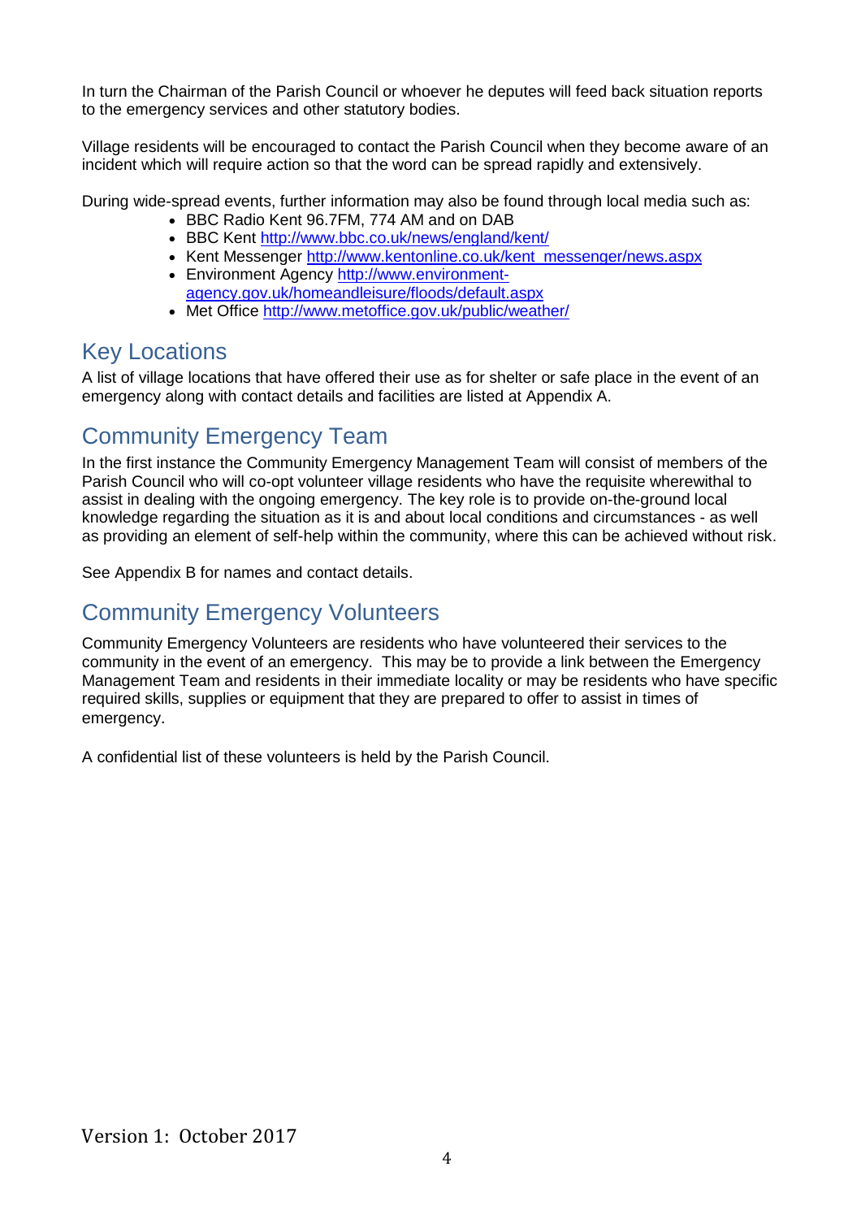In turn the Chairman of the Parish Council or whoever he deputes will feed back situation reports to the emergency services and other statutory bodies.

Village residents will be encouraged to contact the Parish Council when they become aware of an incident which will require action so that the word can be spread rapidly and extensively.

During wide-spread events, further information may also be found through local media such as:

- BBC Radio Kent 96.7FM, 774 AM and on DAB
- BBC Kent http://www.bbc.co.uk/news/england/kent/
- Kent Messenger http://www.kentonline.co.uk/kent_messenger/news.aspx
- Environment Agency http://www.environment-agency.gov.uk/homeandleisure/floods/default.aspx
- Met Office http://www.metoffice.gov.uk/public/weather/

## Key Locations

A list of village locations that have offered their use as for shelter or safe place in the event of an emergency along with contact details and facilities are listed at Appendix A.

## Community Emergency Team

In the first instance the Community Emergency Management Team will consist of members of the Parish Council who will co-opt volunteer village residents who have the requisite wherewithal to assist in dealing with the ongoing emergency. The key role is to provide on-the-ground local knowledge regarding the situation as it is and about local conditions and circumstances - as well as providing an element of self-help within the community, where this can be achieved without risk.

See Appendix B for names and contact details.

## Community Emergency Volunteers

Community Emergency Volunteers are residents who have volunteered their services to the community in the event of an emergency. This may be to provide a link between the Emergency Management Team and residents in their immediate locality or may be residents who have specific required skills, supplies or equipment that they are prepared to offer to assist in times of emergency.

A confidential list of these volunteers is held by the Parish Council.

Version 1: October 2017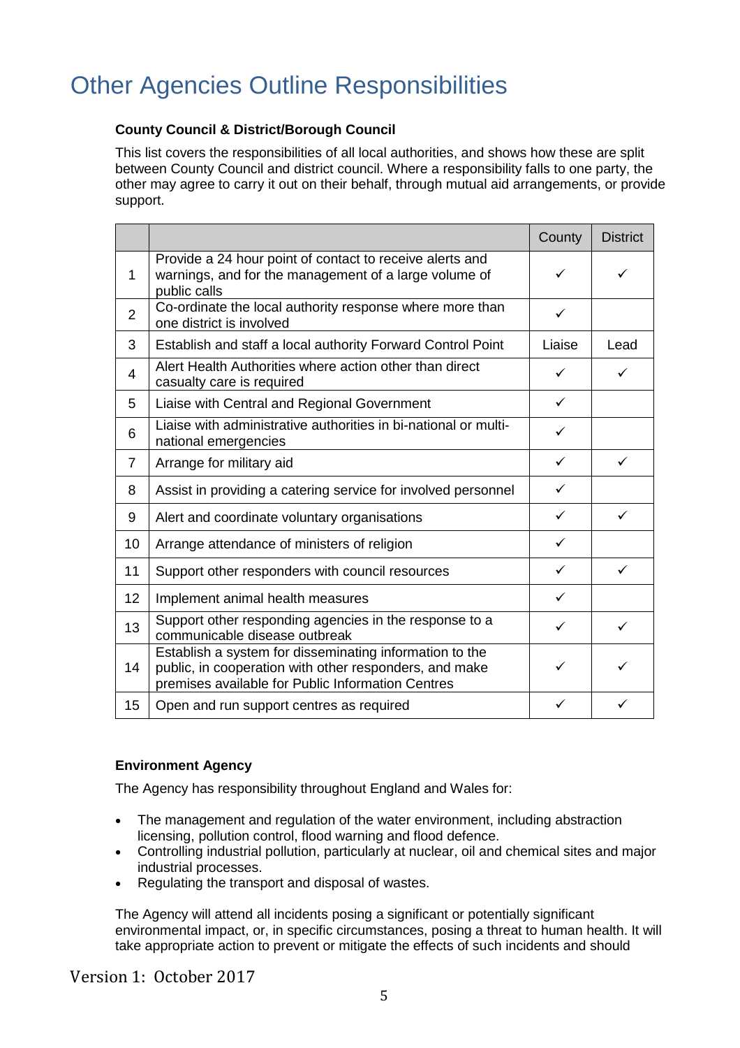# Other Agencies Outline Responsibilities

**County Council & District/Borough Council**

This list covers the responsibilities of all local authorities, and shows how these are split between County Council and district council. Where a responsibility falls to one party, the other may agree to carry it out on their behalf, through mutual aid arrangements, or provide support.

| | | County | District |
|---|---|---|---|
| 1 | Provide a 24 hour point of contact to receive alerts and warnings, and for the management of a large volume of public calls | ✓ | ✓ |
| 2 | Co-ordinate the local authority response where more than one district is involved | ✓ | |
| 3 | Establish and staff a local authority Forward Control Point | Liaise | Lead |
| 4 | Alert Health Authorities where action other than direct casualty care is required | ✓ | ✓ |
| 5 | Liaise with Central and Regional Government | ✓ | |
| 6 | Liaise with administrative authorities in bi-national or multi-national emergencies | ✓ | |
| 7 | Arrange for military aid | ✓ | ✓ |
| 8 | Assist in providing a catering service for involved personnel | ✓ | |
| 9 | Alert and coordinate voluntary organisations | ✓ | ✓ |
| 10 | Arrange attendance of ministers of religion | ✓ | |
| 11 | Support other responders with council resources | ✓ | ✓ |
| 12 | Implement animal health measures | ✓ | |
| 13 | Support other responding agencies in the response to a communicable disease outbreak | ✓ | ✓ |
| 14 | Establish a system for disseminating information to the public, in cooperation with other responders, and make premises available for Public Information Centres | ✓ | ✓ |
| 15 | Open and run support centres as required | ✓ | ✓ |

**Environment Agency**

The Agency has responsibility throughout England and Wales for:

- The management and regulation of the water environment, including abstraction licensing, pollution control, flood warning and flood defence.
- Controlling industrial pollution, particularly at nuclear, oil and chemical sites and major industrial processes.
- Regulating the transport and disposal of wastes.

The Agency will attend all incidents posing a significant or potentially significant environmental impact, or, in specific circumstances, posing a threat to human health. It will take appropriate action to prevent or mitigate the effects of such incidents and should

Version 1: October 2017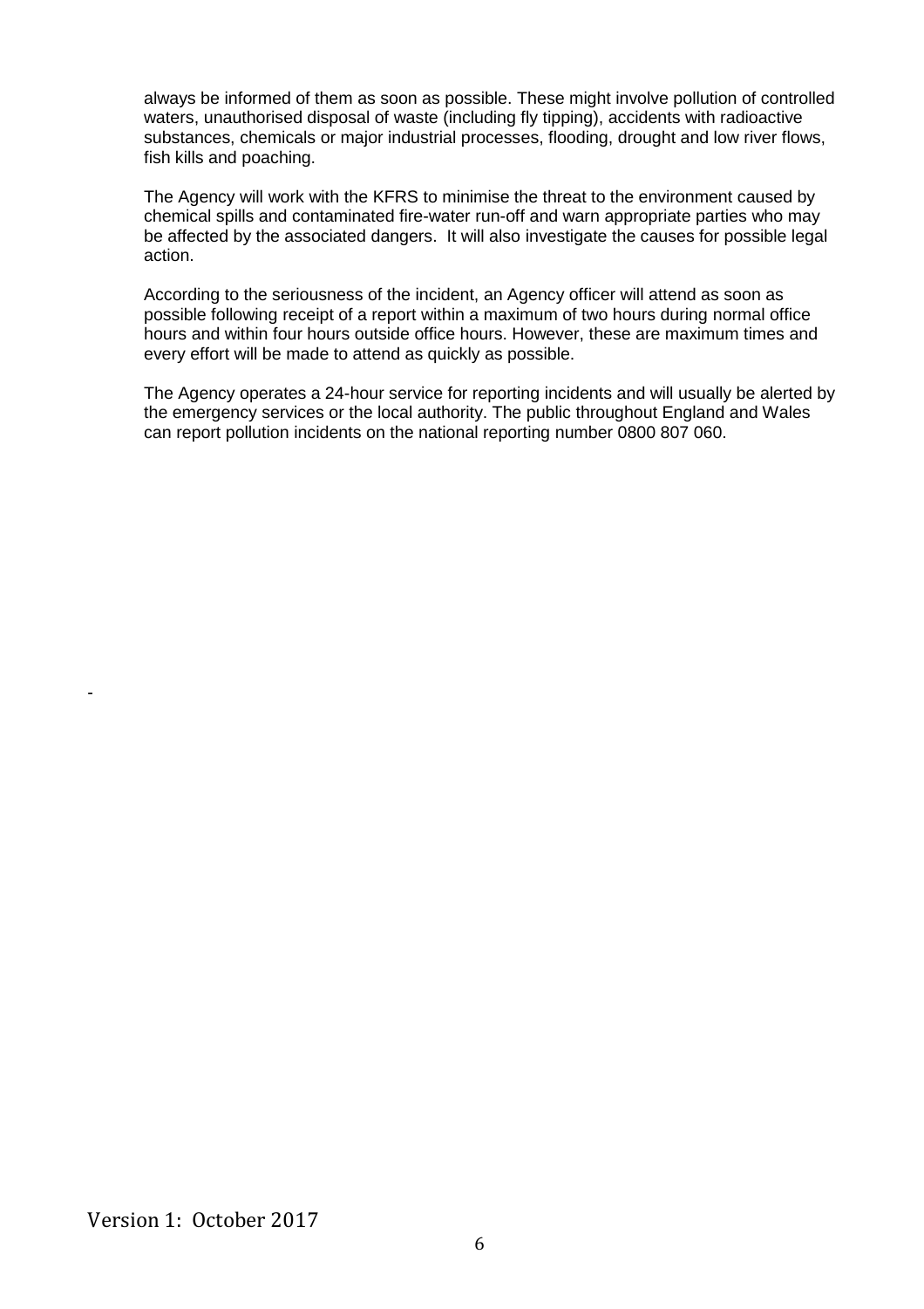always be informed of them as soon as possible. These might involve pollution of controlled waters, unauthorised disposal of waste (including fly tipping), accidents with radioactive substances, chemicals or major industrial processes, flooding, drought and low river flows, fish kills and poaching.

The Agency will work with the KFRS to minimise the threat to the environment caused by chemical spills and contaminated fire-water run-off and warn appropriate parties who may be affected by the associated dangers. It will also investigate the causes for possible legal action.

According to the seriousness of the incident, an Agency officer will attend as soon as possible following receipt of a report within a maximum of two hours during normal office hours and within four hours outside office hours. However, these are maximum times and every effort will be made to attend as quickly as possible.

The Agency operates a 24-hour service for reporting incidents and will usually be alerted by the emergency services or the local authority. The public throughout England and Wales can report pollution incidents on the national reporting number 0800 807 060.

-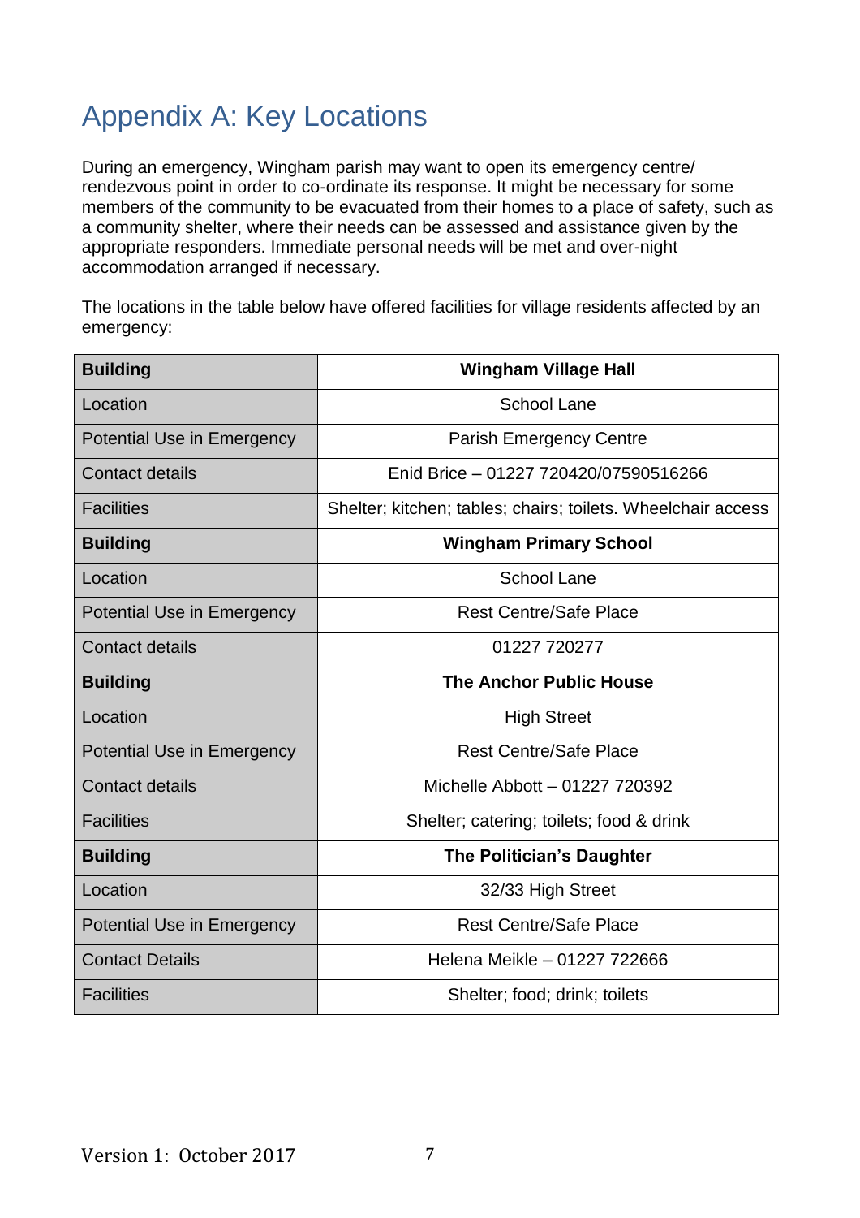# Appendix A: Key Locations

During an emergency, Wingham parish may want to open its emergency centre/ rendezvous point in order to co-ordinate its response. It might be necessary for some members of the community to be evacuated from their homes to a place of safety, such as a community shelter, where their needs can be assessed and assistance given by the appropriate responders. Immediate personal needs will be met and over-night accommodation arranged if necessary.

The locations in the table below have offered facilities for village residents affected by an emergency:

| | |
|---|---|
| **Building** | **Wingham Village Hall** |
| Location | School Lane |
| Potential Use in Emergency | Parish Emergency Centre |
| Contact details | Enid Brice – 01227 720420/07590516266 |
| Facilities | Shelter; kitchen; tables; chairs; toilets. Wheelchair access |
| **Building** | **Wingham Primary School** |
| Location | School Lane |
| Potential Use in Emergency | Rest Centre/Safe Place |
| Contact details | 01227 720277 |
| **Building** | **The Anchor Public House** |
| Location | High Street |
| Potential Use in Emergency | Rest Centre/Safe Place |
| Contact details | Michelle Abbott – 01227 720392 |
| Facilities | Shelter; catering; toilets; food & drink |
| **Building** | **The Politician's Daughter** |
| Location | 32/33 High Street |
| Potential Use in Emergency | Rest Centre/Safe Place |
| Contact Details | Helena Meikle – 01227 722666 |
| Facilities | Shelter; food; drink; toilets |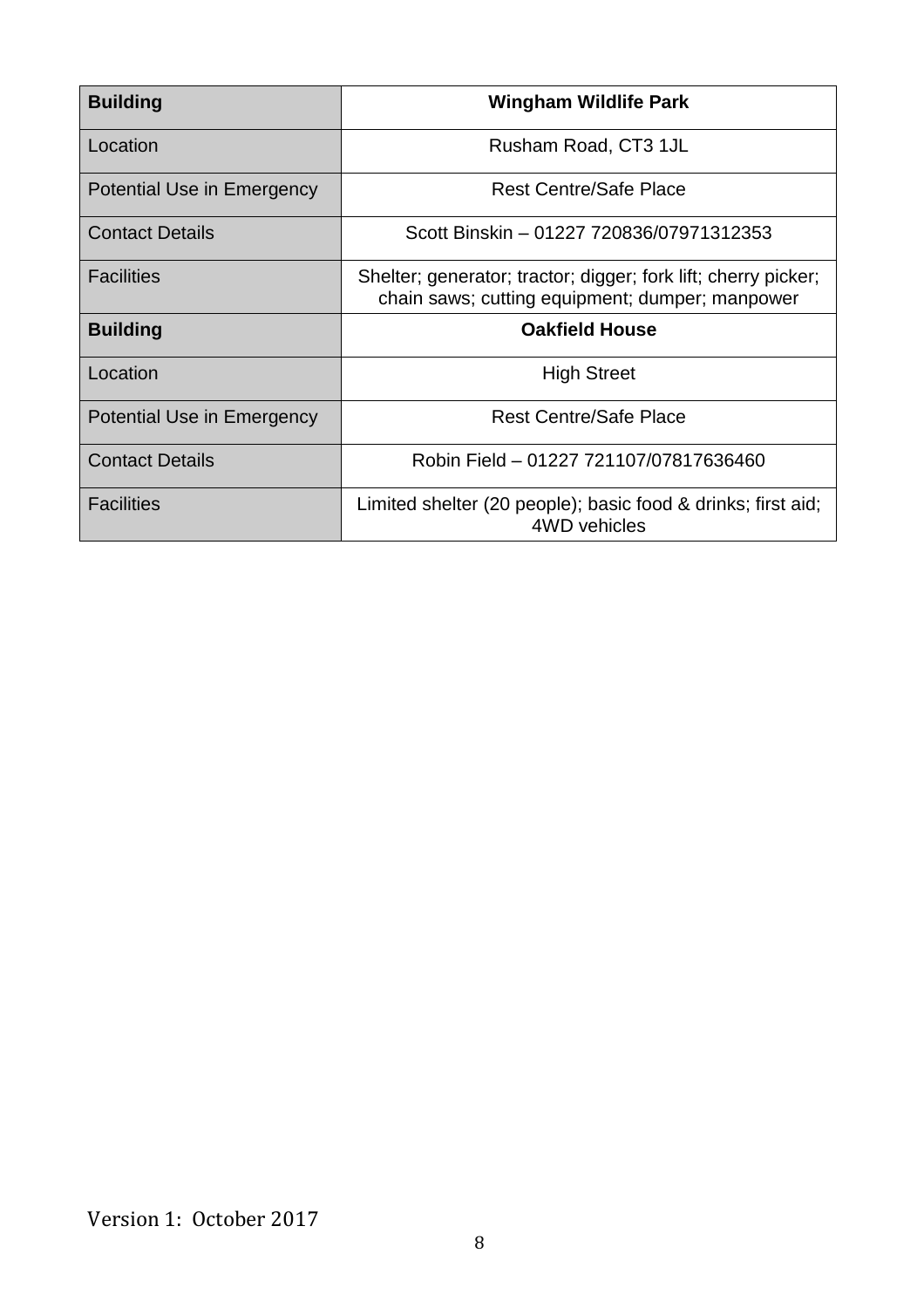| | |
|---|---|
| **Building** | **Wingham Wildlife Park** |
| Location | Rusham Road, CT3 1JL |
| Potential Use in Emergency | Rest Centre/Safe Place |
| Contact Details | Scott Binskin – 01227 720836/07971312353 |
| Facilities | Shelter; generator; tractor; digger; fork lift; cherry picker; chain saws; cutting equipment; dumper; manpower |
| **Building** | **Oakfield House** |
| Location | High Street |
| Potential Use in Emergency | Rest Centre/Safe Place |
| Contact Details | Robin Field – 01227 721107/07817636460 |
| Facilities | Limited shelter (20 people); basic food & drinks; first aid; 4WD vehicles |

Version 1: October 2017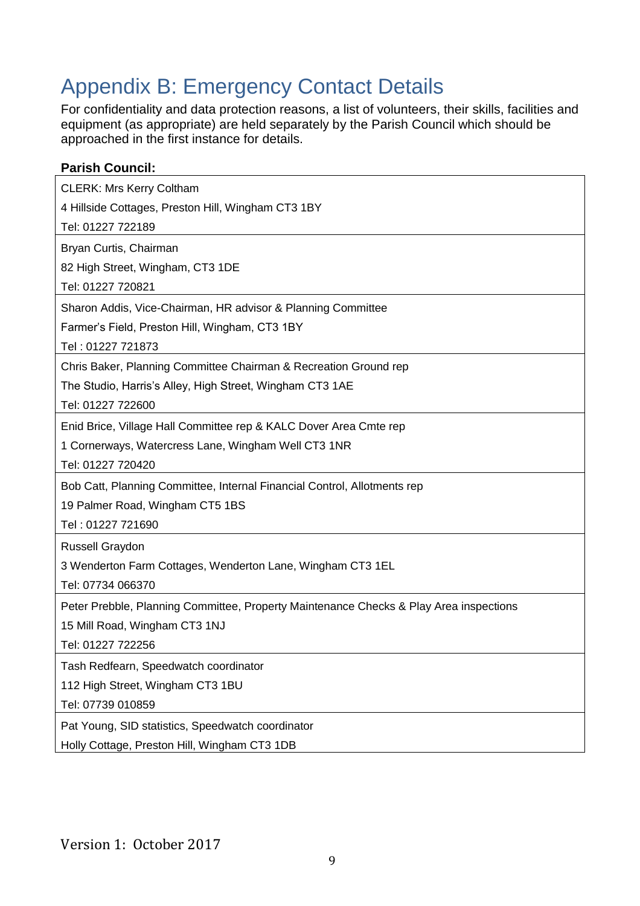# Appendix B: Emergency Contact Details

For confidentiality and data protection reasons, a list of volunteers, their skills, facilities and equipment (as appropriate) are held separately by the Parish Council which should be approached in the first instance for details.

**Parish Council:**

| |
|---|
| CLERK: Mrs Kerry Coltham<br>4 Hillside Cottages, Preston Hill, Wingham CT3 1BY<br>Tel: 01227 722189 |
| Bryan Curtis, Chairman<br>82 High Street, Wingham, CT3 1DE<br>Tel: 01227 720821 |
| Sharon Addis, Vice-Chairman, HR advisor & Planning Committee<br>Farmer's Field, Preston Hill, Wingham, CT3 1BY<br>Tel : 01227 721873 |
| Chris Baker, Planning Committee Chairman & Recreation Ground rep<br>The Studio, Harris's Alley, High Street, Wingham CT3 1AE<br>Tel: 01227 722600 |
| Enid Brice, Village Hall Committee rep & KALC Dover Area Cmte rep<br>1 Cornerways, Watercress Lane, Wingham Well CT3 1NR<br>Tel: 01227 720420 |
| Bob Catt, Planning Committee, Internal Financial Control, Allotments rep<br>19 Palmer Road, Wingham CT5 1BS<br>Tel : 01227 721690 |
| Russell Graydon<br>3 Wenderton Farm Cottages, Wenderton Lane, Wingham CT3 1EL<br>Tel: 07734 066370 |
| Peter Prebble, Planning Committee, Property Maintenance Checks & Play Area inspections<br>15 Mill Road, Wingham CT3 1NJ<br>Tel: 01227 722256 |
| Tash Redfearn, Speedwatch coordinator<br>112 High Street, Wingham CT3 1BU<br>Tel: 07739 010859 |
| Pat Young, SID statistics, Speedwatch coordinator<br>Holly Cottage, Preston Hill, Wingham CT3 1DB |

Version 1: October 2017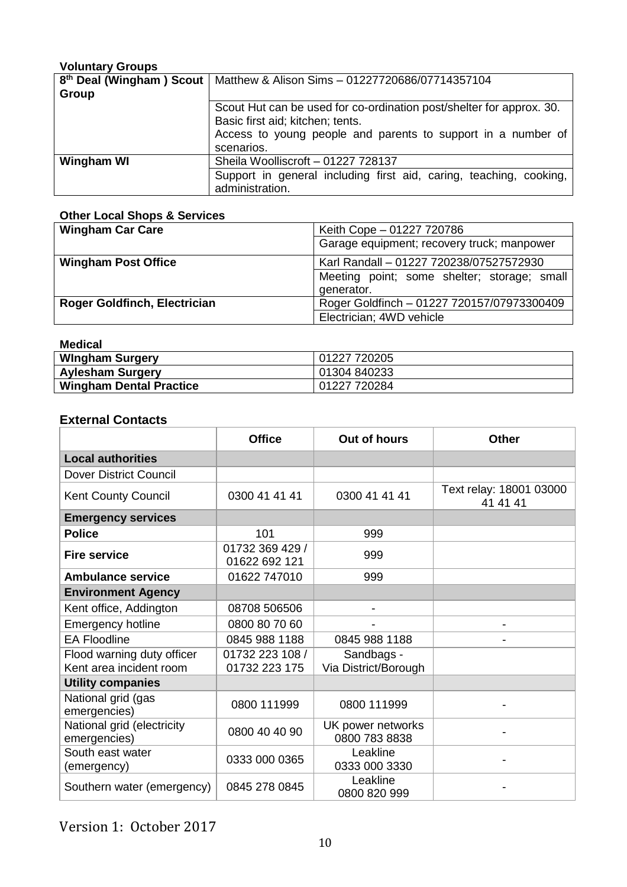**Voluntary Groups**

| | |
|---|---|
| **8th Deal (Wingham ) Scout Group** | Matthew & Alison Sims – 01227720686/07714357104 |
| | Scout Hut can be used for co-ordination post/shelter for approx. 30. Basic first aid; kitchen; tents. Access to young people and parents to support in a number of scenarios. |
| **Wingham WI** | Sheila Woolliscroft – 01227 728137 |
| | Support in general including first aid, caring, teaching, cooking, administration. |

**Other Local Shops & Services**

| | |
|---|---|
| **Wingham Car Care** | Keith Cope – 01227 720786 |
| | Garage equipment; recovery truck; manpower |
| **Wingham Post Office** | Karl Randall – 01227 720238/07527572930 |
| | Meeting point; some shelter; storage; small generator. |
| **Roger Goldfinch, Electrician** | Roger Goldfinch – 01227 720157/07973300409 |
| | Electrician; 4WD vehicle |

**Medical**

| | |
|---|---|
| **WIngham Surgery** | 01227 720205 |
| **Aylesham Surgery** | 01304 840233 |
| **Wingham Dental Practice** | 01227 720284 |

**External Contacts**

| | Office | Out of hours | Other |
|---|---|---|---|
| **Local authorities** | | | |
| Dover District Council | | | |
| Kent County Council | 0300 41 41 41 | 0300 41 41 41 | Text relay: 18001 03000 41 41 41 |
| **Emergency services** | | | |
| **Police** | 101 | 999 | |
| **Fire service** | 01732 369 429 / 01622 692 121 | 999 | |
| **Ambulance service** | 01622 747010 | 999 | |
| **Environment Agency** | | | |
| Kent office, Addington | 08708 506506 | - | |
| Emergency hotline | 0800 80 70 60 | - | - |
| EA Floodline | 0845 988 1188 | 0845 988 1188 | - |
| Flood warning duty officer Kent area incident room | 01732 223 108 / 01732 223 175 | Sandbags - Via District/Borough | |
| **Utility companies** | | | |
| National grid (gas emergencies) | 0800 111999 | 0800 111999 | - |
| National grid (electricity emergencies) | 0800 40 40 90 | UK power networks 0800 783 8838 | - |
| South east water (emergency) | 0333 000 0365 | Leakline 0333 000 3330 | - |
| Southern water (emergency) | 0845 278 0845 | Leakline 0800 820 999 | - |

Version 1: October 2017